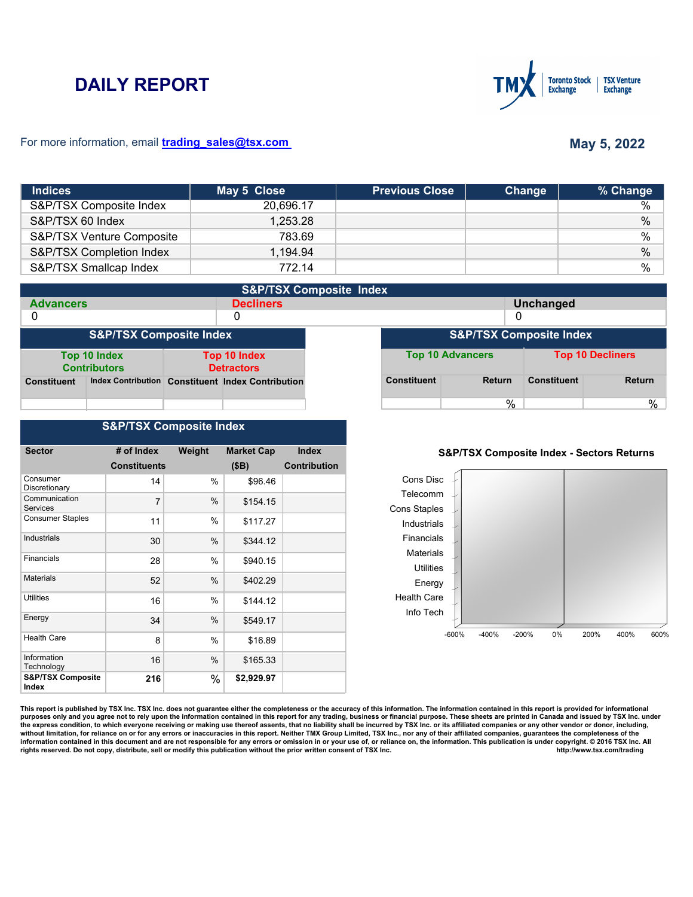# DAILY REPORT

For more information, email trading_sales@tsx.com

**May 5, 2022**

| Indices | May 5 Close | Previous Close | Change | % Change |
|---|---|---|---|---|
| S&P/TSX Composite Index | 20,696.17 | | | % |
| S&P/TSX 60 Index | 1,253.28 | | | % |
| S&P/TSX Venture Composite | 783.69 | | | % |
| S&P/TSX Completion Index | 1,194.94 | | | % |
| S&P/TSX Smallcap Index | 772.14 | | | % |

## S&P/TSX Composite Index

| Advancers | Decliners | Unchanged |
|---|---|---|
| 0 | 0 | 0 |

## S&P/TSX Composite Index

| Top 10 Index Contributors | | Top 10 Index Detractors | |
|---|---|---|---|
| Constituent | Index Contribution | Constituent | Index Contribution |
| | | | |

## S&P/TSX Composite Index

| Top 10 Advancers | | Top 10 Decliners | |
|---|---|---|---|
| Constituent | Return | Constituent | Return |
| | % | | % |

## S&P/TSX Composite Index

| Sector | # of Index Constituents | Weight | Market Cap ($B) | Index Contribution |
|---|---|---|---|---|
| Consumer Discretionary | 14 | % | $96.46 | |
| Communication Services | 7 | % | $154.15 | |
| Consumer Staples | 11 | % | $117.27 | |
| Industrials | 30 | % | $344.12 | |
| Financials | 28 | % | $940.15 | |
| Materials | 52 | % | $402.29 | |
| Utilities | 16 | % | $144.12 | |
| Energy | 34 | % | $549.17 | |
| Health Care | 8 | % | $16.89 | |
| Information Technology | 16 | % | $165.33 | |
| **S&P/TSX Composite Index** | **216** | % | **$2,929.97** | |

**S&P/TSX Composite Index - Sectors Returns**

Cons Disc, Telecomm, Cons Staples, Industrials, Financials, Materials, Utilities, Energy, Health Care, Info Tech

-600% -400% -200% 0% 200% 400% 600%

This report is published by TSX Inc. TSX Inc. does not guarantee either the completeness or the accuracy of this information. The information contained in this report is provided for informational purposes only and you agree not to rely upon the information contained in this report for any trading, business or financial purpose. These sheets are printed in Canada and issued by TSX Inc. under the express condition, to which everyone receiving or making use thereof assents, that no liability shall be incurred by TSX Inc. or its affiliated companies or any other vendor or donor, including, without limitation, for reliance on or for any errors or inaccuracies in this report. Neither TMX Group Limited, TSX Inc., nor any of their affiliated companies, guarantees the completeness of the information contained in this document and are not responsible for any errors or omission in or your use of, or reliance on, the information. This publication is under copyright. © 2016 TSX Inc. All rights reserved. Do not copy, distribute, sell or modify this publication without the prior written consent of TSX Inc. http://www.tsx.com/trading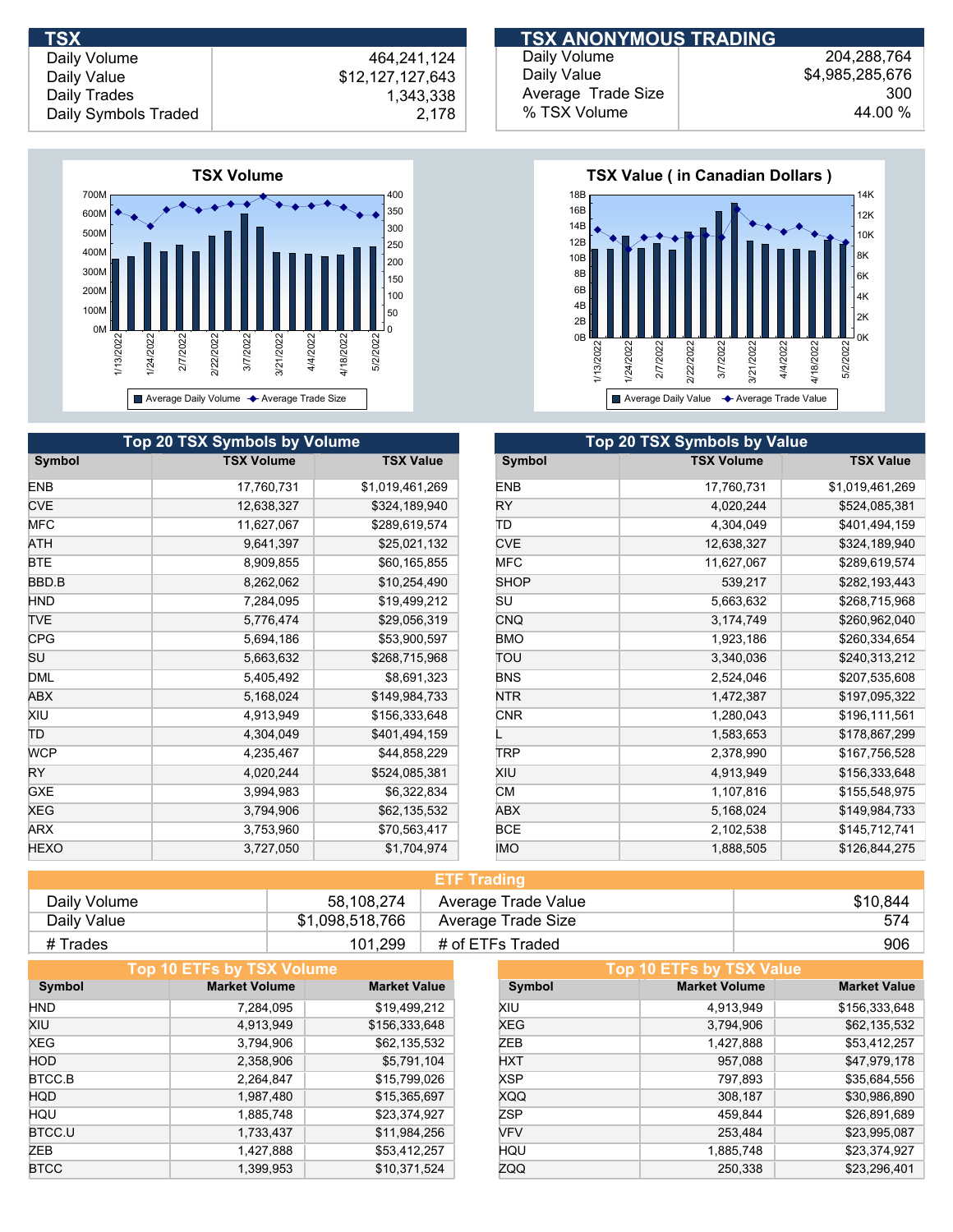## TSX

| | |
|---|---|
| Daily Volume | 464,241,124 |
| Daily Value | $12,127,127,643 |
| Daily Trades | 1,343,338 |
| Daily Symbols Traded | 2,178 |

## TSX ANONYMOUS TRADING

| | |
|---|---|
| Daily Volume | 204,288,764 |
| Daily Value | $4,985,285,676 |
| Average Trade Size | 300 |
| % TSX Volume | 44.00 % |

**TSX Volume**

**TSX Value ( in Canadian Dollars )**

## Top 20 TSX Symbols by Volume

| Symbol | TSX Volume | TSX Value |
|---|---|---|
| ENB | 17,760,731 | $1,019,461,269 |
| CVE | 12,638,327 | $324,189,940 |
| MFC | 11,627,067 | $289,619,574 |
| ATH | 9,641,397 | $25,021,132 |
| BTE | 8,909,855 | $60,165,855 |
| BBD.B | 8,262,062 | $10,254,490 |
| HND | 7,284,095 | $19,499,212 |
| TVE | 5,776,474 | $29,056,319 |
| CPG | 5,694,186 | $53,900,597 |
| SU | 5,663,632 | $268,715,968 |
| DML | 5,405,492 | $8,691,323 |
| ABX | 5,168,024 | $149,984,733 |
| XIU | 4,913,949 | $156,333,648 |
| TD | 4,304,049 | $401,494,159 |
| WCP | 4,235,467 | $44,858,229 |
| RY | 4,020,244 | $524,085,381 |
| GXE | 3,994,983 | $6,322,834 |
| XEG | 3,794,906 | $62,135,532 |
| ARX | 3,753,960 | $70,563,417 |
| HEXO | 3,727,050 | $1,704,974 |

## Top 20 TSX Symbols by Value

| Symbol | TSX Volume | TSX Value |
|---|---|---|
| ENB | 17,760,731 | $1,019,461,269 |
| RY | 4,020,244 | $524,085,381 |
| TD | 4,304,049 | $401,494,159 |
| CVE | 12,638,327 | $324,189,940 |
| MFC | 11,627,067 | $289,619,574 |
| SHOP | 539,217 | $282,193,443 |
| SU | 5,663,632 | $268,715,968 |
| CNQ | 3,174,749 | $260,962,040 |
| BMO | 1,923,186 | $260,334,654 |
| TOU | 3,340,036 | $240,313,212 |
| BNS | 2,524,046 | $207,535,608 |
| NTR | 1,472,387 | $197,095,322 |
| CNR | 1,280,043 | $196,111,561 |
| L | 1,583,653 | $178,867,299 |
| TRP | 2,378,990 | $167,756,528 |
| XIU | 4,913,949 | $156,333,648 |
| CM | 1,107,816 | $155,548,975 |
| ABX | 5,168,024 | $149,984,733 |
| BCE | 2,102,538 | $145,712,741 |
| IMO | 1,888,505 | $126,844,275 |

## ETF Trading

| | | | |
|---|---|---|---|
| Daily Volume | 58,108,274 | Average Trade Value | $10,844 |
| Daily Value | $1,098,518,766 | Average Trade Size | 574 |
| # Trades | 101,299 | # of ETFs Traded | 906 |

## Top 10 ETFs by TSX Volume

| Symbol | Market Volume | Market Value |
|---|---|---|
| HND | 7,284,095 | $19,499,212 |
| XIU | 4,913,949 | $156,333,648 |
| XEG | 3,794,906 | $62,135,532 |
| HOD | 2,358,906 | $5,791,104 |
| BTCC.B | 2,264,847 | $15,799,026 |
| HQD | 1,987,480 | $15,365,697 |
| HQU | 1,885,748 | $23,374,927 |
| BTCC.U | 1,733,437 | $11,984,256 |
| ZEB | 1,427,888 | $53,412,257 |
| BTCC | 1,399,953 | $10,371,524 |

## Top 10 ETFs by TSX Value

| Symbol | Market Volume | Market Value |
|---|---|---|
| XIU | 4,913,949 | $156,333,648 |
| XEG | 3,794,906 | $62,135,532 |
| ZEB | 1,427,888 | $53,412,257 |
| HXT | 957,088 | $47,979,178 |
| XSP | 797,893 | $35,684,556 |
| XQQ | 308,187 | $30,986,890 |
| ZSP | 459,844 | $26,891,689 |
| VFV | 253,484 | $23,995,087 |
| HQU | 1,885,748 | $23,374,927 |
| ZQQ | 250,338 | $23,296,401 |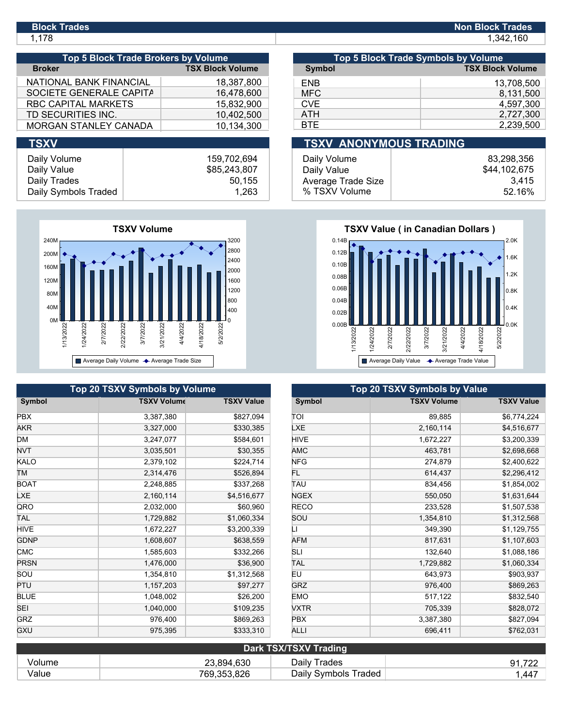| Block Trades | Non Block Trades |
|---|---|
| 1,178 | 1,342,160 |

## Top 5 Block Trade Brokers by Volume

| Broker | TSX Block Volume |
|---|---|
| NATIONAL BANK FINANCIAL | 18,387,800 |
| SOCIETE GENERALE CAPITA | 16,478,600 |
| RBC CAPITAL MARKETS | 15,832,900 |
| TD SECURITIES INC. | 10,402,500 |
| MORGAN STANLEY CANADA | 10,134,300 |

## Top 5 Block Trade Symbols by Volume

| Symbol | TSX Block Volume |
|---|---|
| ENB | 13,708,500 |
| MFC | 8,131,500 |
| CVE | 4,597,300 |
| ATH | 2,727,300 |
| BTE | 2,239,500 |

## TSXV

| | |
|---|---|
| Daily Volume | 159,702,694 |
| Daily Value | $85,243,807 |
| Daily Trades | 50,155 |
| Daily Symbols Traded | 1,263 |

## TSXV ANONYMOUS TRADING

| | |
|---|---|
| Daily Volume | 83,298,356 |
| Daily Value | $44,102,675 |
| Average Trade Size | 3,415 |
| % TSXV Volume | 52.16% |

TSXV Volume

240M 200M 160M 120M 80M 40M 0M

3200 2800 2400 2000 1600 1200 800 400 0

1/13/2022 1/24/2022 2/7/2022 2/22/2022 3/7/2022 3/21/2022 4/4/2022 4/18/2022 5/2/2022

Average Daily Volume — Average Trade Size

TSXV Value ( in Canadian Dollars )

0.14B 0.12B 0.10B 0.08B 0.06B 0.04B 0.02B 0.00B

2.0K 1.6K 1.2K 0.8K 0.4K 0.0K

1/13/2022 1/24/2022 2/7/2022 2/22/2022 3/7/2022 3/21/2022 4/4/2022 4/18/2022 5/2/2022

Average Daily Value — Average Trade Value

## Top 20 TSXV Symbols by Volume

| Symbol | TSXV Volume | TSXV Value |
|---|---|---|
| PBX | 3,387,380 | $827,094 |
| AKR | 3,327,000 | $330,385 |
| DM | 3,247,077 | $584,601 |
| NVT | 3,035,501 | $30,355 |
| KALO | 2,379,102 | $224,714 |
| TM | 2,314,476 | $526,894 |
| BOAT | 2,248,885 | $337,268 |
| LXE | 2,160,114 | $4,516,677 |
| QRO | 2,032,000 | $60,960 |
| TAL | 1,729,882 | $1,060,334 |
| HIVE | 1,672,227 | $3,200,339 |
| GDNP | 1,608,607 | $638,559 |
| CMC | 1,585,603 | $332,266 |
| PRSN | 1,476,000 | $36,900 |
| SOU | 1,354,810 | $1,312,568 |
| PTU | 1,157,203 | $97,277 |
| BLUE | 1,048,002 | $26,200 |
| SEI | 1,040,000 | $109,235 |
| GRZ | 976,400 | $869,263 |
| GXU | 975,395 | $333,310 |

## Top 20 TSXV Symbols by Value

| Symbol | TSXV Volume | TSXV Value |
|---|---|---|
| TOI | 89,885 | $6,774,224 |
| LXE | 2,160,114 | $4,516,677 |
| HIVE | 1,672,227 | $3,200,339 |
| AMC | 463,781 | $2,698,668 |
| NFG | 274,879 | $2,400,622 |
| FL | 614,437 | $2,296,412 |
| TAU | 834,456 | $1,854,002 |
| NGEX | 550,050 | $1,631,644 |
| RECO | 233,528 | $1,507,538 |
| SOU | 1,354,810 | $1,312,568 |
| LI | 349,390 | $1,129,755 |
| AFM | 817,631 | $1,107,603 |
| SLI | 132,640 | $1,088,186 |
| TAL | 1,729,882 | $1,060,334 |
| EU | 643,973 | $903,937 |
| GRZ | 976,400 | $869,263 |
| EMO | 517,122 | $832,540 |
| VXTR | 705,339 | $828,072 |
| PBX | 3,387,380 | $827,094 |
| ALLI | 696,411 | $762,031 |

## Dark TSX/TSXV Trading

| | | | |
|---|---|---|---|
| Volume | 23,894,630 | Daily Trades | 91,722 |
| Value | 769,353,826 | Daily Symbols Traded | 1,447 |